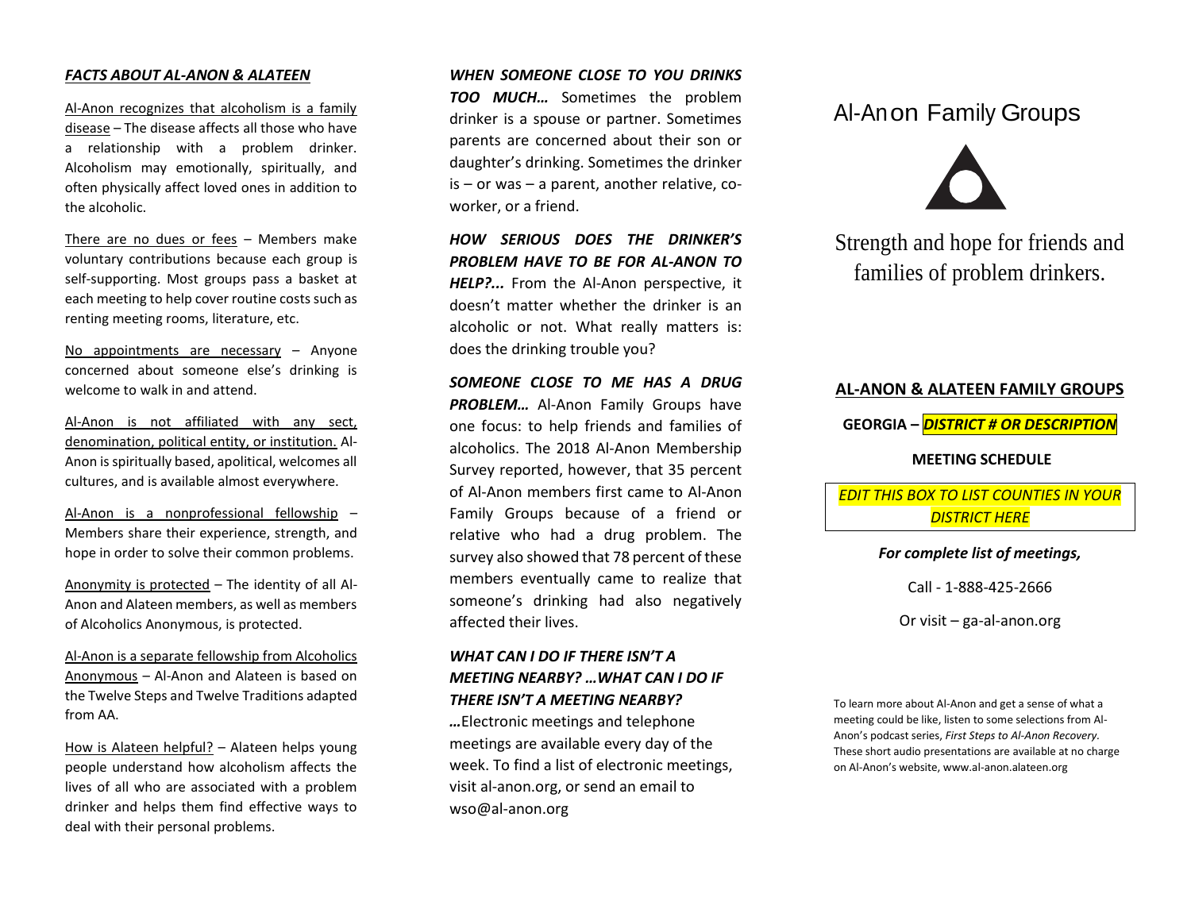## *FACTS ABOUT AL-ANON & ALATEEN*

Al-Anon recognizes that alcoholism is a family disease – The disease affects all those who have a relationship with a problem drinker. Alcoholism may emotionally, spiritually, and often physically affect loved ones in addition to the alcoholic.

There are no dues or fees – Members make voluntary contributions because each group is self-supporting. Most groups pass a basket at each meeting to help cover routine costs such as renting meeting rooms, literature, etc.

No appointments are necessary – Anyone concerned about someone else's drinking is welcome to walk in and attend.

Al-Anon is not affiliated with any sect, denomination, political entity, or institution. Al-Anon is spiritually based, apolitical, welcomes all cultures, and is available almost everywhere.

Al-Anon is a nonprofessional fellowship – Members share their experience, strength, and hope in order to solve their common problems.

Anonymity is protected – The identity of all Al-Anon and Alateen members, as well as members of Alcoholics Anonymous, is protected.

Al-Anon is a separate fellowship from Alcoholics Anonymous – Al-Anon and Alateen is based on the Twelve Steps and Twelve Traditions adapted from AA.

How is Alateen helpful? – Alateen helps young people understand how alcoholism affects the lives of all who are associated with a problem drinker and helps them find effective ways to deal with their personal problems.

***WHEN SOMEONE CLOSE TO YOU DRINKS TOO MUCH…*** Sometimes the problem drinker is a spouse or partner. Sometimes parents are concerned about their son or daughter's drinking. Sometimes the drinker is – or was – a parent, another relative, co-worker, or a friend.

***HOW SERIOUS DOES THE DRINKER'S PROBLEM HAVE TO BE FOR AL-ANON TO HELP?...*** From the Al-Anon perspective, it doesn't matter whether the drinker is an alcoholic or not. What really matters is: does the drinking trouble you?

***SOMEONE CLOSE TO ME HAS A DRUG PROBLEM…*** Al-Anon Family Groups have one focus: to help friends and families of alcoholics. The 2018 Al-Anon Membership Survey reported, however, that 35 percent of Al-Anon members first came to Al-Anon Family Groups because of a friend or relative who had a drug problem. The survey also showed that 78 percent of these members eventually came to realize that someone's drinking had also negatively affected their lives.

***WHAT CAN I DO IF THERE ISN'T A MEETING NEARBY? …WHAT CAN I DO IF THERE ISN'T A MEETING NEARBY?***

***…***Electronic meetings and telephone meetings are available every day of the week. To find a list of electronic meetings, visit al-anon.org, or send an email to wso@al-anon.org

# Al-Anon Family Groups

Strength and hope for friends and families of problem drinkers.

## AL-ANON & ALATEEN FAMILY GROUPS

**GEORGIA – *DISTRICT # OR DESCRIPTION***

**MEETING SCHEDULE**

*EDIT THIS BOX TO LIST COUNTIES IN YOUR DISTRICT HERE*

***For complete list of meetings,***

Call - 1-888-425-2666

Or visit – ga-al-anon.org

To learn more about Al-Anon and get a sense of what a meeting could be like, listen to some selections from Al-Anon's podcast series, *First Steps to Al-Anon Recovery.* These short audio presentations are available at no charge on Al-Anon's website, www.al-anon.alateen.org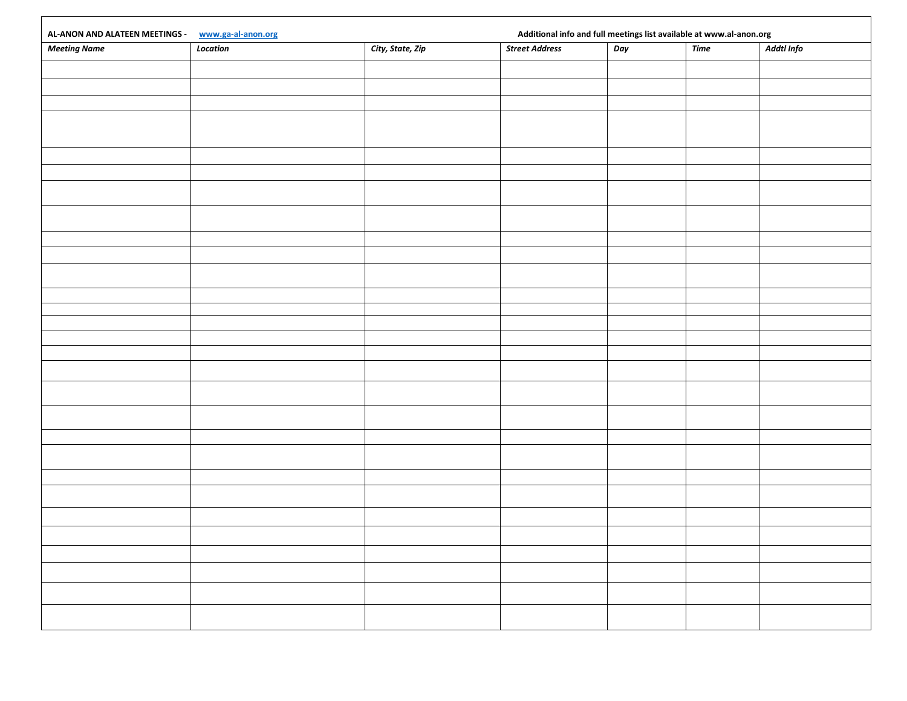**AL-ANON AND ALATEEN MEETINGS -** **www.ga-al-anon.org** **Additional info and full meetings list available at www.al-anon.org**

| *Meeting Name* | *Location* | *City, State, Zip* | *Street Address* | *Day* | *Time* | *Addtl Info* |
|---|---|---|---|---|---|---|
| | | | | | | |
| | | | | | | |
| | | | | | | |
| | | | | | | |
| | | | | | | |
| | | | | | | |
| | | | | | | |
| | | | | | | |
| | | | | | | |
| | | | | | | |
| | | | | | | |
| | | | | | | |
| | | | | | | |
| | | | | | | |
| | | | | | | |
| | | | | | | |
| | | | | | | |
| | | | | | | |
| | | | | | | |
| | | | | | | |
| | | | | | | |
| | | | | | | |
| | | | | | | |
| | | | | | | |
| | | | | | | |
| | | | | | | |
| | | | | | | |
| | | | | | | |
| | | | | | | |